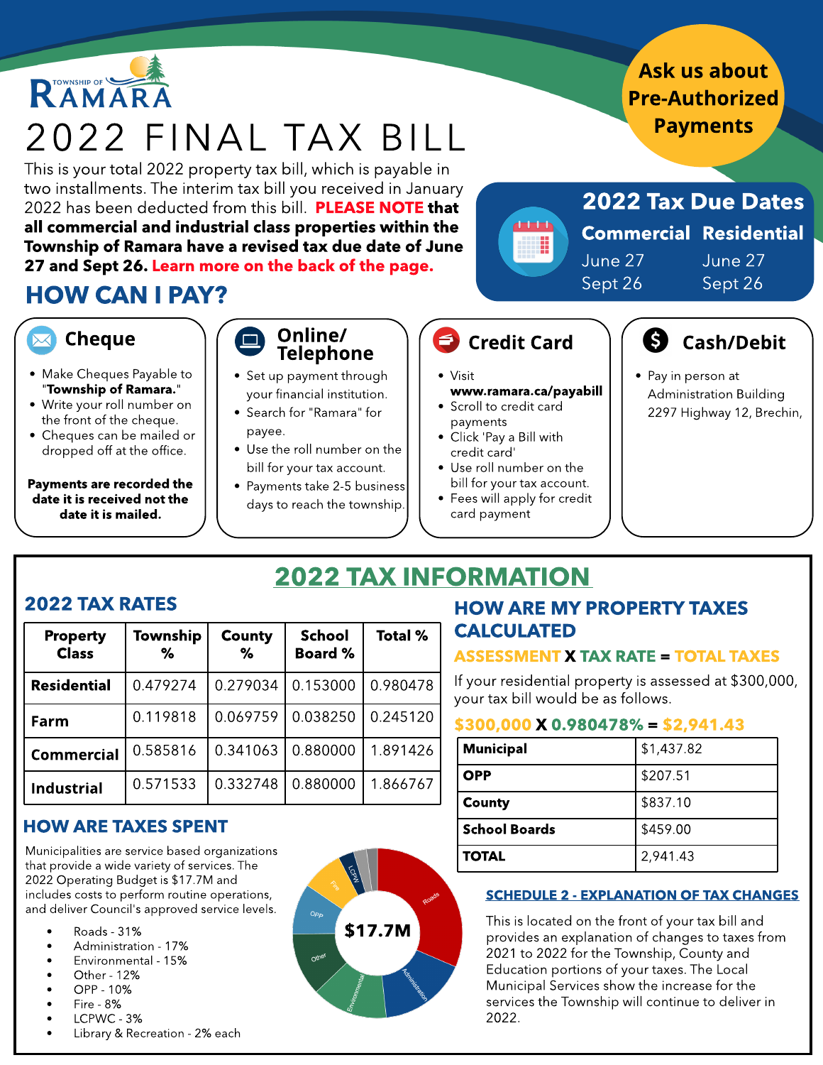TOWNSHIP OF RAMARA

# 2022 FINAL TAX BILL

This is your total 2022 property tax bill, which is payable in two installments. The interim tax bill you received in January 2022 has been deducted from this bill. **PLEASE NOTE that all commercial and industrial class properties within the Township of Ramara have a revised tax due date of June 27 and Sept 26.** Learn more on the back of the page.

**Ask us about Pre-Authorized Payments**

## 2022 Tax Due Dates

| Commercial | Residential |
|---|---|
| June 27 | June 27 |
| Sept 26 | Sept 26 |

## HOW CAN I PAY?

### Cheque

- Make Cheques Payable to "**Township of Ramara.**"
- Write your roll number on the front of the cheque.
- Cheques can be mailed or dropped off at the office.

**Payments are recorded the date it is received not the date it is mailed.**

### Online/ Telephone

- Set up payment through your financial institution.
- Search for "Ramara" for payee.
- Use the roll number on the bill for your tax account.
- Payments take 2-5 business days to reach the township.

### Credit Card

- Visit **www.ramara.ca/paybill**
- Scroll to credit card payments
- Click 'Pay a Bill with credit card'
- Use roll number on the bill for your tax account.
- Fees will apply for credit card payment

### Cash/Debit

- Pay in person at Administration Building 2297 Highway 12, Brechin,

## 2022 TAX INFORMATION

### 2022 TAX RATES

| Property Class | Township % | County % | School Board % | Total % |
|---|---|---|---|---|
| **Residential** | 0.479274 | 0.279034 | 0.153000 | 0.980478 |
| **Farm** | 0.119818 | 0.069759 | 0.038250 | 0.245120 |
| **Commercial** | 0.585816 | 0.341063 | 0.880000 | 1.891426 |
| **Industrial** | 0.571533 | 0.332748 | 0.880000 | 1.866767 |

### HOW ARE MY PROPERTY TAXES CALCULATED

**ASSESSMENT X TAX RATE = TOTAL TAXES**

If your residential property is assessed at $300,000, your tax bill would be as follows.

**$300,000 X 0.980478% = $2,941.43**

| | |
|---|---|
| **Municipal** | $1,437.82 |
| **OPP** | $207.51 |
| **County** | $837.10 |
| **School Boards** | $459.00 |
| **TOTAL** | 2,941.43 |

### HOW ARE TAXES SPENT

Municipalities are service based organizations that provide a wide variety of services. The 2022 Operating Budget is $17.7M and includes costs to perform routine operations, and deliver Council's approved service levels.

- Roads - 31%
- Administration - 17%
- Environmental - 15%
- Other - 12%
- OPP - 10%
- Fire - 8%
- LCPWC - 3%
- Library & Recreation - 2% each

$17.7M

### SCHEDULE 2 - EXPLANATION OF TAX CHANGES

This is located on the front of your tax bill and provides an explanation of changes to taxes from 2021 to 2022 for the Township, County and Education portions of your taxes. The Local Municipal Services show the increase for the services the Township will continue to deliver in 2022.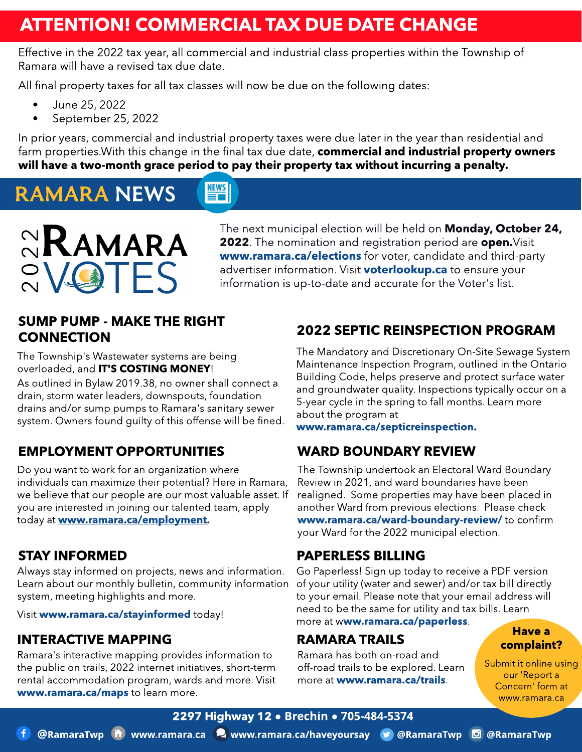# ATTENTION! COMMERCIAL TAX DUE DATE CHANGE

Effective in the 2022 tax year, all commercial and industrial class properties within the Township of Ramara will have a revised tax due date.

All final property taxes for all tax classes will now be due on the following dates:

- June 25, 2022
- September 25, 2022

In prior years, commercial and industrial property taxes were due later in the year than residential and farm properties.With this change in the final tax due date, **commercial and industrial property owners will have a two-month grace period to pay their property tax without incurring a penalty.**

# RAMARA NEWS

2022 RAMARA VOTES

The next municipal election will be held on **Monday, October 24, 2022**. The nomination and registration period are **open.**Visit **www.ramara.ca/elections** for voter, candidate and third-party advertiser information. Visit **voterlookup.ca** to ensure your information is up-to-date and accurate for the Voter's list.

## SUMP PUMP - MAKE THE RIGHT CONNECTION

The Township's Wastewater systems are being overloaded, and **IT'S COSTING MONEY**!

As outlined in Bylaw 2019.38, no owner shall connect a drain, storm water leaders, downspouts, foundation drains and/or sump pumps to Ramara's sanitary sewer system. Owners found guilty of this offense will be fined.

## 2022 SEPTIC REINSPECTION PROGRAM

The Mandatory and Discretionary On-Site Sewage System Maintenance Inspection Program, outlined in the Ontario Building Code, helps preserve and protect surface water and groundwater quality. Inspections typically occur on a 5-year cycle in the spring to fall months. Learn more about the program at **www.ramara.ca/septicreinspection.**

## EMPLOYMENT OPPORTUNITIES

Do you want to work for an organization where individuals can maximize their potential? Here in Ramara, we believe that our people are our most valuable asset. If you are interested in joining our talented team, apply today at **www.ramara.ca/employment.**

## WARD BOUNDARY REVIEW

The Township undertook an Electoral Ward Boundary Review in 2021, and ward boundaries have been realigned. Some properties may have been placed in another Ward from previous elections. Please check **www.ramara.ca/ward-boundary-review/** to confirm your Ward for the 2022 municipal election.

## STAY INFORMED

Always stay informed on projects, news and information. Learn about our monthly bulletin, community information system, meeting highlights and more.

Visit **www.ramara.ca/stayinformed** today!

## PAPERLESS BILLING

Go Paperless! Sign up today to receive a PDF version of your utility (water and sewer) and/or tax bill directly to your email. Please note that your email address will need to be the same for utility and tax bills. Learn more at w**ww.ramara.ca/paperless**.

## INTERACTIVE MAPPING

Ramara's interactive mapping provides information to the public on trails, 2022 internet initiatives, short-term rental accommodation program, wards and more. Visit **www.ramara.ca/maps** to learn more.

## RAMARA TRAILS

Ramara has both on-road and off-road trails to be explored. Learn more at **www.ramara.ca/trails**.

**Have a complaint?**

Submit it online using our 'Report a Concern' form at www.ramara.ca

**2297 Highway 12 • Brechin • 705-484-5374**

@RamaraTwp www.ramara.ca www.ramara.ca/haveyoursay @RamaraTwp @RamaraTwp